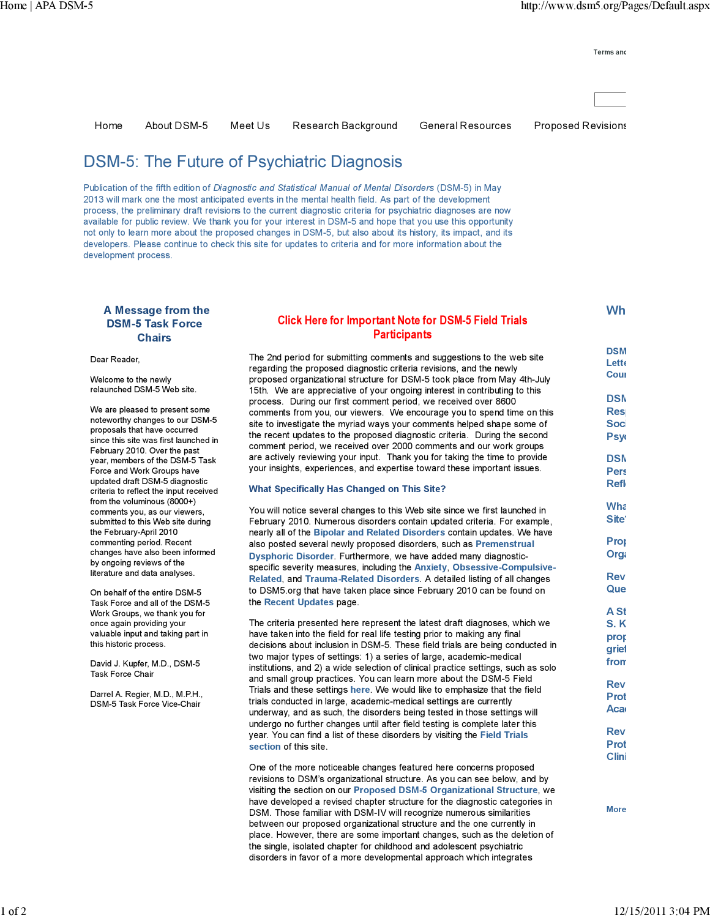Terms and

Home | About DSM-5 | Meet Us | Research Background | General Resources | Proposed Revisions

# DSM-5: The Future of Psychiatric Diagnosis

Publication of the fifth edition of *Diagnostic and Statistical Manual of Mental Disorders* (DSM-5) in May 2013 will mark one the most anticipated events in the mental health field. As part of the development process, the preliminary draft revisions to the current diagnostic criteria for psychiatric diagnoses are now available for public review. We thank you for your interest in DSM-5 and hope that you use this opportunity not only to learn more about the proposed changes in DSM-5, but also about its history, its impact, and its developers. Please continue to check this site for updates to criteria and for more information about the development process.

## A Message from the DSM-5 Task Force Chairs

Dear Reader,

Welcome to the newly relaunched DSM-5 Web site.

We are pleased to present some noteworthy changes to our DSM-5 proposals that have occurred since this site was first launched in February 2010. Over the past year, members of the DSM-5 Task Force and Work Groups have updated draft DSM-5 diagnostic criteria to reflect the input received from the voluminous (8000+) comments you, as our viewers, submitted to this Web site during the February-April 2010 commenting period. Recent changes have also been informed by ongoing reviews of the literature and data analyses.

On behalf of the entire DSM-5 Task Force and all of the DSM-5 Work Groups, we thank you for once again providing your valuable input and taking part in this historic process.

David J. Kupfer, M.D., DSM-5 Task Force Chair

Darrel A. Regier, M.D., M.P.H., DSM-5 Task Force Vice-Chair

## Click Here for Important Note for DSM-5 Field Trials Participants

The 2nd period for submitting comments and suggestions to the web site regarding the proposed diagnostic criteria revisions, and the newly proposed organizational structure for DSM-5 took place from May 4th-July 15th. We are appreciative of your ongoing interest in contributing to this process. During our first comment period, we received over 8600 comments from you, our viewers. We encourage you to spend time on this site to investigate the myriad ways your comments helped shape some of the recent updates to the proposed diagnostic criteria. During the second comment period, we received over 2000 comments and our work groups are actively reviewing your input. Thank you for taking the time to provide your insights, experiences, and expertise toward these important issues.

### What Specifically Has Changed on This Site?

You will notice several changes to this Web site since we first launched in February 2010. Numerous disorders contain updated criteria. For example, nearly all of the **Bipolar and Related Disorders** contain updates. We have also posted several newly proposed disorders, such as **Premenstrual Dysphoric Disorder**. Furthermore, we have added many diagnostic-specific severity measures, including the **Anxiety**, **Obsessive-Compulsive-Related**, and **Trauma-Related Disorders**. A detailed listing of all changes to DSM5.org that have taken place since February 2010 can be found on the **Recent Updates** page.

The criteria presented here represent the latest draft diagnoses, which we have taken into the field for real life testing prior to making any final decisions about inclusion in DSM-5. These field trials are being conducted in two major types of settings: 1) a series of large, academic-medical institutions, and 2) a wide selection of clinical practice settings, such as solo and small group practices. You can learn more about the DSM-5 Field Trials and these settings **here**. We would like to emphasize that the field trials conducted in large, academic-medical settings are currently underway, and as such, the disorders being tested in those settings will undergo no further changes until after field testing is complete later this year. You can find a list of these disorders by visiting the **Field Trials section** of this site.

One of the more noticeable changes featured here concerns proposed revisions to DSM's organizational structure. As you can see below, and by visiting the section on our **Proposed DSM-5 Organizational Structure**, we have developed a revised chapter structure for the diagnostic categories in DSM. Those familiar with DSM-IV will recognize numerous similarities between our proposed organizational structure and the one currently in place. However, there are some important changes, such as the deletion of the single, isolated chapter for childhood and adolescent psychiatric disorders in favor of a more developmental approach which integrates

Wh

DSM Lette Cou

DSM Res Soci Psy

DSM Pers Refl

Wha Site

Prop Orga

Rev Que

A St S. K prop grief from

Rev Prot Aca

Rev Prot Clini

More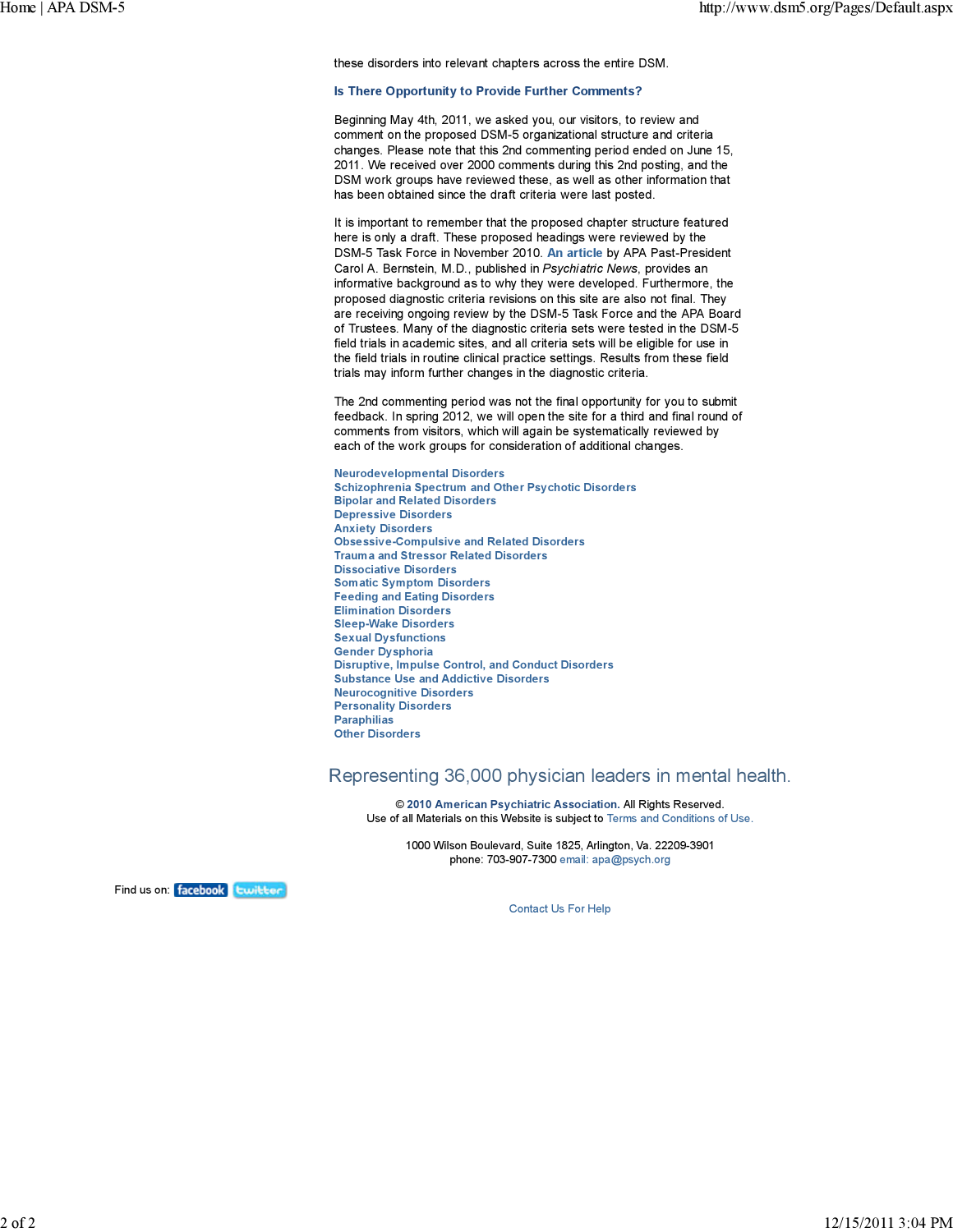these disorders into relevant chapters across the entire DSM.

### Is There Opportunity to Provide Further Comments?

Beginning May 4th, 2011, we asked you, our visitors, to review and comment on the proposed DSM-5 organizational structure and criteria changes. Please note that this 2nd commenting period ended on June 15, 2011. We received over 2000 comments during this 2nd posting, and the DSM work groups have reviewed these, as well as other information that has been obtained since the draft criteria were last posted.

It is important to remember that the proposed chapter structure featured here is only a draft. These proposed headings were reviewed by the DSM-5 Task Force in November 2010. **An article** by APA Past-President Carol A. Bernstein, M.D., published in *Psychiatric News*, provides an informative background as to why they were developed. Furthermore, the proposed diagnostic criteria revisions on this site are also not final. They are receiving ongoing review by the DSM-5 Task Force and the APA Board of Trustees. Many of the diagnostic criteria sets were tested in the DSM-5 field trials in academic sites, and all criteria sets will be eligible for use in the field trials in routine clinical practice settings. Results from these field trials may inform further changes in the diagnostic criteria.

The 2nd commenting period was not the final opportunity for you to submit feedback. In spring 2012, we will open the site for a third and final round of comments from visitors, which will again be systematically reviewed by each of the work groups for consideration of additional changes.

- Neurodevelopmental Disorders
- Schizophrenia Spectrum and Other Psychotic Disorders
- Bipolar and Related Disorders
- Depressive Disorders
- Anxiety Disorders
- Obsessive-Compulsive and Related Disorders
- Trauma and Stressor Related Disorders
- Dissociative Disorders
- Somatic Symptom Disorders
- Feeding and Eating Disorders
- Elimination Disorders
- Sleep-Wake Disorders
- Sexual Dysfunctions
- Gender Dysphoria
- Disruptive, Impulse Control, and Conduct Disorders
- Substance Use and Addictive Disorders
- Neurocognitive Disorders
- Personality Disorders
- Paraphilias
- Other Disorders

Representing 36,000 physician leaders in mental health.

© **2010 American Psychiatric Association.** All Rights Reserved.
Use of all Materials on this Website is subject to Terms and Conditions of Use.

1000 Wilson Boulevard, Suite 1825, Arlington, Va. 22209-3901
phone: 703-907-7300 email: apa@psych.org

Find us on: facebook twitter

Contact Us For Help